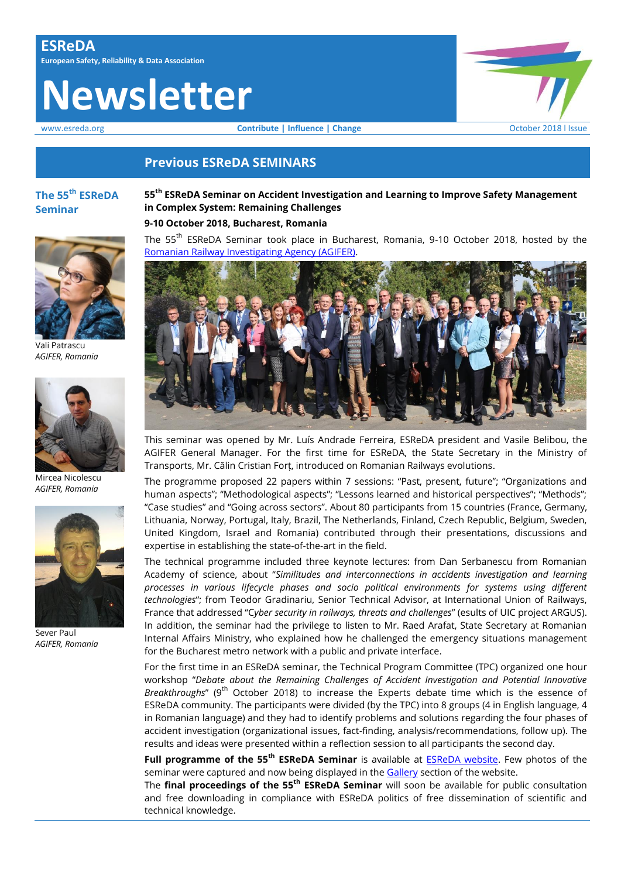# ESReDA

European Safety, Reliability & Data Association

# Newsletter

www.esreda.org

**Contribute | Influence | Change**

October 2018 I Issue

## Previous ESReDA SEMINARS

### The 55th ESReDA Seminar

Vali Patrascu
*AGIFER, Romania*

Mircea Nicolescu
*AGIFER, Romania*

Sever Paul
*AGIFER, Romania*

**55th ESReDA Seminar on Accident Investigation and Learning to Improve Safety Management in Complex System: Remaining Challenges**

**9-10 October 2018, Bucharest, Romania**

The 55th ESReDA Seminar took place in Bucharest, Romania, 9-10 October 2018, hosted by the [Romanian Railway Investigating Agency (AGIFER)](#).

This seminar was opened by Mr. Luís Andrade Ferreira, ESReDA president and Vasile Belibou, the AGIFER General Manager. For the first time for ESReDA, the State Secretary in the Ministry of Transports, Mr. Călin Cristian Forț, introduced on Romanian Railways evolutions.

The programme proposed 22 papers within 7 sessions: "Past, present, future"; "Organizations and human aspects"; "Methodological aspects"; "Lessons learned and historical perspectives"; "Methods"; "Case studies" and "Going across sectors". About 80 participants from 15 countries (France, Germany, Lithuania, Norway, Portugal, Italy, Brazil, The Netherlands, Finland, Czech Republic, Belgium, Sweden, United Kingdom, Israel and Romania) contributed through their presentations, discussions and expertise in establishing the state-of-the-art in the field.

The technical programme included three keynote lectures: from Dan Serbanescu from Romanian Academy of science, about "*Similitudes and interconnections in accidents investigation and learning processes in various lifecycle phases and socio political environments for systems using different technologies*"; from Teodor Gradinariu, Senior Technical Advisor, at International Union of Railways, France that addressed "C*yber security in railways, threats and challenges*" (esults of UIC project ARGUS). In addition, the seminar had the privilege to listen to Mr. Raed Arafat, State Secretary at Romanian Internal Affairs Ministry, who explained how he challenged the emergency situations management for the Bucharest metro network with a public and private interface.

For the first time in an ESReDA seminar, the Technical Program Committee (TPC) organized one hour workshop "*Debate about the Remaining Challenges of Accident Investigation and Potential Innovative Breakthroughs*" (9th October 2018) to increase the Experts debate time which is the essence of ESReDA community. The participants were divided (by the TPC) into 8 groups (4 in English language, 4 in Romanian language) and they had to identify problems and solutions regarding the four phases of accident investigation (organizational issues, fact-finding, analysis/recommendations, follow up). The results and ideas were presented within a reflection session to all participants the second day.

**Full programme of the 55th ESReDA Seminar** is available at [ESReDA website](#). Few photos of the seminar were captured and now being displayed in the [Gallery](#) section of the website.

The **final proceedings of the 55th ESReDA Seminar** will soon be available for public consultation and free downloading in compliance with ESReDA politics of free dissemination of scientific and technical knowledge.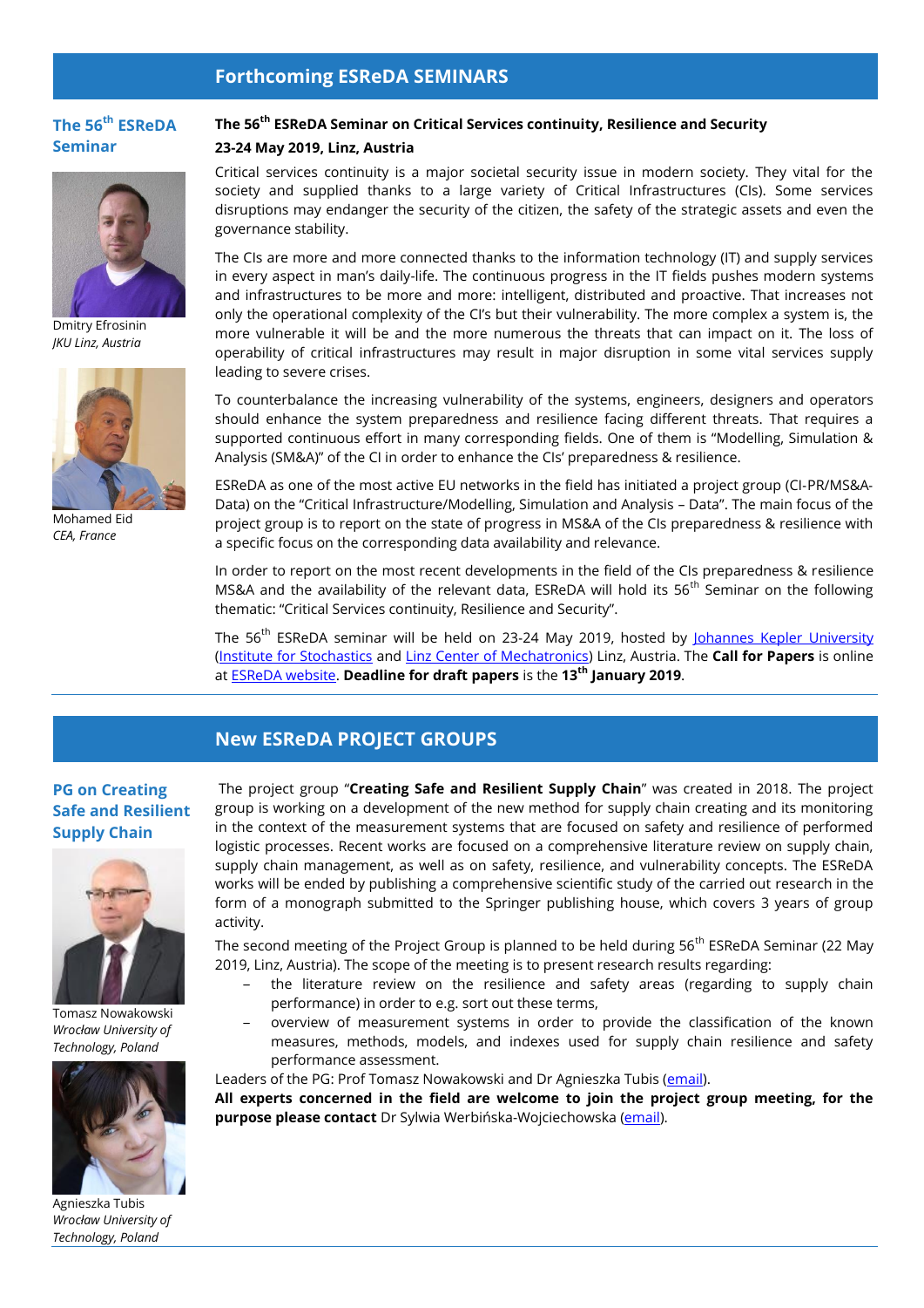## Forthcoming ESReDA SEMINARS

### The 56th ESReDA Seminar

Dmitry Efrosinin
*JKU Linz, Austria*

Mohamed Eid
*CEA, France*

**The 56th ESReDA Seminar on Critical Services continuity, Resilience and Security**

**23-24 May 2019, Linz, Austria**

Critical services continuity is a major societal security issue in modern society. They vital for the society and supplied thanks to a large variety of Critical Infrastructures (CIs). Some services disruptions may endanger the security of the citizen, the safety of the strategic assets and even the governance stability.

The CIs are more and more connected thanks to the information technology (IT) and supply services in every aspect in man's daily-life. The continuous progress in the IT fields pushes modern systems and infrastructures to be more and more: intelligent, distributed and proactive. That increases not only the operational complexity of the CI's but their vulnerability. The more complex a system is, the more vulnerable it will be and the more numerous the threats that can impact on it. The loss of operability of critical infrastructures may result in major disruption in some vital services supply leading to severe crises.

To counterbalance the increasing vulnerability of the systems, engineers, designers and operators should enhance the system preparedness and resilience facing different threats. That requires a supported continuous effort in many corresponding fields. One of them is "Modelling, Simulation & Analysis (SM&A)" of the CI in order to enhance the CIs' preparedness & resilience.

ESReDA as one of the most active EU networks in the field has initiated a project group (CI-PR/MS&A-Data) on the "Critical Infrastructure/Modelling, Simulation and Analysis – Data". The main focus of the project group is to report on the state of progress in MS&A of the CIs preparedness & resilience with a specific focus on the corresponding data availability and relevance.

In order to report on the most recent developments in the field of the CIs preparedness & resilience MS&A and the availability of the relevant data, ESReDA will hold its 56th Seminar on the following thematic: "Critical Services continuity, Resilience and Security".

The 56th ESReDA seminar will be held on 23-24 May 2019, hosted by Johannes Kepler University (Institute for Stochastics and Linz Center of Mechatronics) Linz, Austria. The **Call for Papers** is online at ESReDA website. **Deadline for draft papers** is the **13th January 2019**.

## New ESReDA PROJECT GROUPS

### PG on Creating Safe and Resilient Supply Chain

Tomasz Nowakowski
*Wrocław University of Technology, Poland*

Agnieszka Tubis
*Wrocław University of Technology, Poland*

The project group "**Creating Safe and Resilient Supply Chain**" was created in 2018. The project group is working on a development of the new method for supply chain creating and its monitoring in the context of the measurement systems that are focused on safety and resilience of performed logistic processes. Recent works are focused on a comprehensive literature review on supply chain, supply chain management, as well as on safety, resilience, and vulnerability concepts. The ESReDA works will be ended by publishing a comprehensive scientific study of the carried out research in the form of a monograph submitted to the Springer publishing house, which covers 3 years of group activity.

The second meeting of the Project Group is planned to be held during 56th ESReDA Seminar (22 May 2019, Linz, Austria). The scope of the meeting is to present research results regarding:

- the literature review on the resilience and safety areas (regarding to supply chain performance) in order to e.g. sort out these terms,
- overview of measurement systems in order to provide the classification of the known measures, methods, models, and indexes used for supply chain resilience and safety performance assessment.

Leaders of the PG: Prof Tomasz Nowakowski and Dr Agnieszka Tubis (email).

**All experts concerned in the field are welcome to join the project group meeting, for the purpose please contact** Dr Sylwia Werbińska-Wojciechowska (email).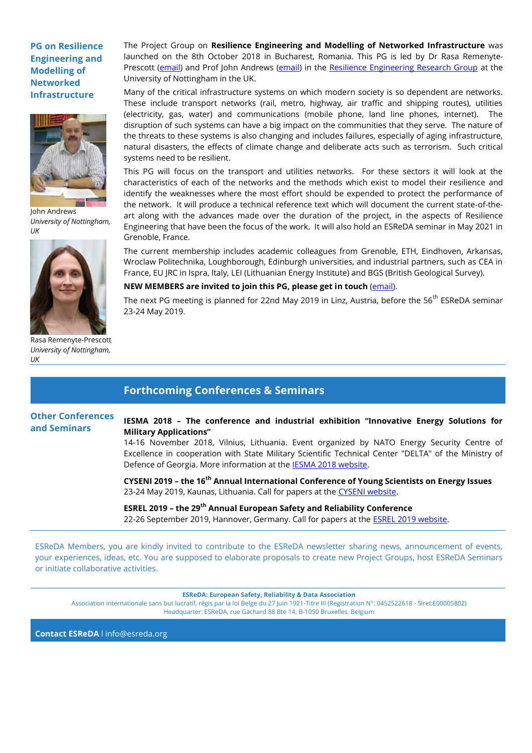## PG on Resilience Engineering and Modelling of Networked Infrastructure

John Andrews
*University of Nottingham, UK*

Rasa Remenyte-Prescott
*University of Nottingham, UK*

The Project Group on **Resilience Engineering and Modelling of Networked Infrastructure** was launched on the 8th October 2018 in Bucharest, Romania. This PG is led by Dr Rasa Remenyte-Prescott (email) and Prof John Andrews (email) in the Resilience Engineering Research Group at the University of Nottingham in the UK.

Many of the critical infrastructure systems on which modern society is so dependent are networks. These include transport networks (rail, metro, highway, air traffic and shipping routes), utilities (electricity, gas, water) and communications (mobile phone, land line phones, internet). The disruption of such systems can have a big impact on the communities that they serve. The nature of the threats to these systems is also changing and includes failures, especially of aging infrastructure, natural disasters, the effects of climate change and deliberate acts such as terrorism. Such critical systems need to be resilient.

This PG will focus on the transport and utilities networks. For these sectors it will look at the characteristics of each of the networks and the methods which exist to model their resilience and identify the weaknesses where the most effort should be expended to protect the performance of the network. It will produce a technical reference text which will document the current state-of-the-art along with the advances made over the duration of the project, in the aspects of Resilience Engineering that have been the focus of the work. It will also hold an ESReDA seminar in May 2021 in Grenoble, France.

The current membership includes academic colleagues from Grenoble, ETH, Eindhoven, Arkansas, Wroclaw Politechnika, Loughborough, Edinburgh universities, and industrial partners, such as CEA in France, EU JRC in Ispra, Italy, LEI (Lithuanian Energy Institute) and BGS (British Geological Survey).

**NEW MEMBERS are invited to join this PG, please get in touch** (email).

The next PG meeting is planned for 22nd May 2019 in Linz, Austria, before the 56th ESReDA seminar 23-24 May 2019.

# Forthcoming Conferences & Seminars

## Other Conferences and Seminars

**IESMA 2018 – The conference and industrial exhibition "Innovative Energy Solutions for Military Applications"**
14-16 November 2018, Vilnius, Lithuania. Event organized by NATO Energy Security Centre of Excellence in cooperation with State Military Scientific Technical Center "DELTA" of the Ministry of Defence of Georgia. More information at the IESMA 2018 website.

**CYSENI 2019 – the 16th Annual International Conference of Young Scientists on Energy Issues**
23-24 May 2019, Kaunas, Lithuania. Call for papers at the CYSENI website.

**ESREL 2019 – the 29th Annual European Safety and Reliability Conference**
22-26 September 2019, Hannover, Germany. Call for papers at the ESREL 2019 website.

ESReDA Members, you are kindly invited to contribute to the ESReDA newsletter sharing news, announcement of events, your experiences, ideas, etc. You are supposed to elaborate proposals to create new Project Groups, host ESReDA Seminars or initiate collaborative activities.

**ESReDA: European Safety, Reliability & Data Association**
Association internationale sans but lucratif, régis par la loi Belge du 27 Juin 1921-Titre III (Registration N°: 0452522618 - Siret:E00005802)
Headquarter: ESReDA, rue Gachard 88 Bte 14, B-1050 Bruxelles, Belgium

**Contact ESReDA** l info@esreda.org